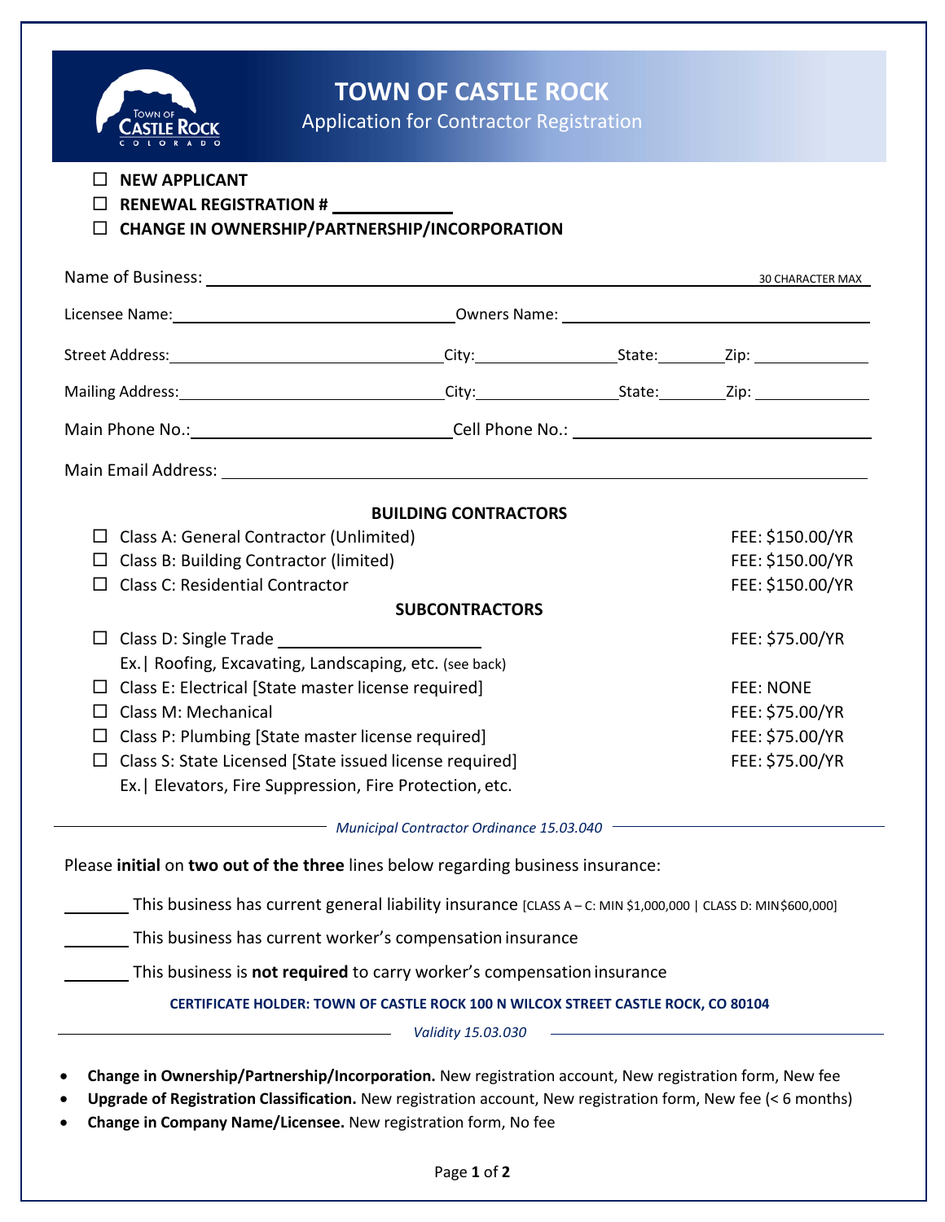# TOWN OF CASTLE ROCK

## Application for Contractor Registration

- ☐ **NEW APPLICANT**
- ☐ **RENEWAL REGISTRATION #** ____________
- ☐ **CHANGE IN OWNERSHIP/PARTNERSHIP/INCORPORATION**

Name of Business: ________________________________________________ 30 CHARACTER MAX

Licensee Name: ______________________ Owners Name: ______________________

Street Address: ______________________ City: ____________ State: ______ Zip: ________

Mailing Address: ______________________ City: ____________ State: ______ Zip: ________

Main Phone No.: ______________________ Cell Phone No.: ______________________

Main Email Address: ________________________________________________

### BUILDING CONTRACTORS

| | |
|---|---|
| ☐ Class A: General Contractor (Unlimited) | FEE: $150.00/YR |
| ☐ Class B: Building Contractor (limited) | FEE: $150.00/YR |
| ☐ Class C: Residential Contractor | FEE: $150.00/YR |

### SUBCONTRACTORS

| | |
|---|---|
| ☐ Class D: Single Trade ____________________<br>Ex.\| Roofing, Excavating, Landscaping, etc. (see back) | FEE: $75.00/YR |
| ☐ Class E: Electrical [State master license required] | FEE: NONE |
| ☐ Class M: Mechanical | FEE: $75.00/YR |
| ☐ Class P: Plumbing [State master license required] | FEE: $75.00/YR |
| ☐ Class S: State Licensed [State issued license required]<br>Ex.\| Elevators, Fire Suppression, Fire Protection, etc. | FEE: $75.00/YR |

*Municipal Contractor Ordinance 15.03.040*

Please **initial** on **two out of the three** lines below regarding business insurance:

_______ This business has current general liability insurance [CLASS A – C: MIN $1,000,000 | CLASS D: MIN$600,000]

_______ This business has current worker's compensation insurance

_______ This business is **not required** to carry worker's compensation insurance

**CERTIFICATE HOLDER: TOWN OF CASTLE ROCK 100 N WILCOX STREET CASTLE ROCK, CO 80104**

*Validity 15.03.030*

- **Change in Ownership/Partnership/Incorporation.** New registration account, New registration form, New fee
- **Upgrade of Registration Classification.** New registration account, New registration form, New fee (< 6 months)
- **Change in Company Name/Licensee.** New registration form, No fee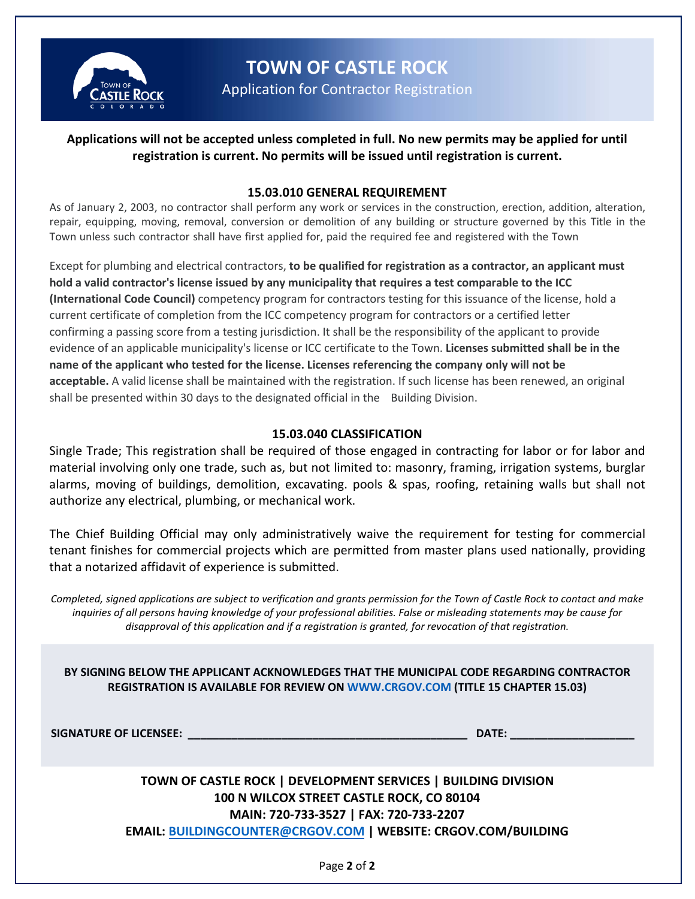# TOWN OF CASTLE ROCK

Application for Contractor Registration

**Applications will not be accepted unless completed in full. No new permits may be applied for until registration is current. No permits will be issued until registration is current.**

### 15.03.010 GENERAL REQUIREMENT

As of January 2, 2003, no contractor shall perform any work or services in the construction, erection, addition, alteration, repair, equipping, moving, removal, conversion or demolition of any building or structure governed by this Title in the Town unless such contractor shall have first applied for, paid the required fee and registered with the Town

Except for plumbing and electrical contractors, **to be qualified for registration as a contractor, an applicant must hold a valid contractor's license issued by any municipality that requires a test comparable to the ICC (International Code Council)** competency program for contractors testing for this issuance of the license, hold a current certificate of completion from the ICC competency program for contractors or a certified letter confirming a passing score from a testing jurisdiction. It shall be the responsibility of the applicant to provide evidence of an applicable municipality's license or ICC certificate to the Town. **Licenses submitted shall be in the name of the applicant who tested for the license. Licenses referencing the company only will not be acceptable.** A valid license shall be maintained with the registration. If such license has been renewed, an original shall be presented within 30 days to the designated official in the Building Division.

### 15.03.040 CLASSIFICATION

Single Trade; This registration shall be required of those engaged in contracting for labor or for labor and material involving only one trade, such as, but not limited to: masonry, framing, irrigation systems, burglar alarms, moving of buildings, demolition, excavating. pools & spas, roofing, retaining walls but shall not authorize any electrical, plumbing, or mechanical work.

The Chief Building Official may only administratively waive the requirement for testing for commercial tenant finishes for commercial projects which are permitted from master plans used nationally, providing that a notarized affidavit of experience is submitted.

*Completed, signed applications are subject to verification and grants permission for the Town of Castle Rock to contact and make inquiries of all persons having knowledge of your professional abilities. False or misleading statements may be cause for disapproval of this application and if a registration is granted, for revocation of that registration.*

**BY SIGNING BELOW THE APPLICANT ACKNOWLEDGES THAT THE MUNICIPAL CODE REGARDING CONTRACTOR REGISTRATION IS AVAILABLE FOR REVIEW ON WWW.CRGOV.COM (TITLE 15 CHAPTER 15.03)**

**SIGNATURE OF LICENSEE:** _____________________________________________ **DATE:** ___________________

**TOWN OF CASTLE ROCK | DEVELOPMENT SERVICES | BUILDING DIVISION**
**100 N WILCOX STREET CASTLE ROCK, CO 80104**
**MAIN: 720-733-3527 | FAX: 720-733-2207**
**EMAIL: BUILDINGCOUNTER@CRGOV.COM | WEBSITE: CRGOV.COM/BUILDING**